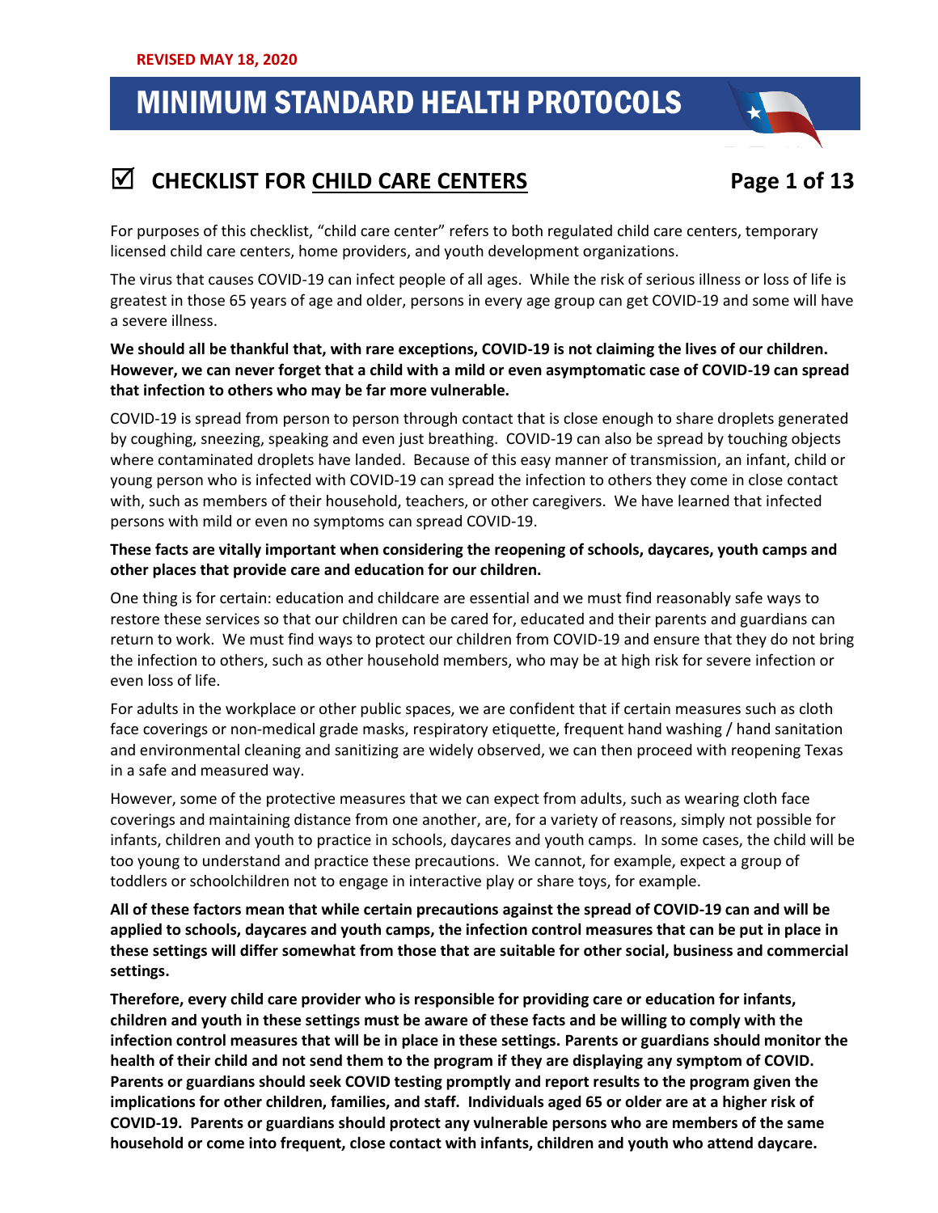REVISED MAY 18, 2020

# MINIMUM STANDARD HEALTH PROTOCOLS

## ☑ CHECKLIST FOR CHILD CARE CENTERS

For purposes of this checklist, "child care center" refers to both regulated child care centers, temporary licensed child care centers, home providers, and youth development organizations.

The virus that causes COVID-19 can infect people of all ages. While the risk of serious illness or loss of life is greatest in those 65 years of age and older, persons in every age group can get COVID-19 and some will have a severe illness.

**We should all be thankful that, with rare exceptions, COVID-19 is not claiming the lives of our children. However, we can never forget that a child with a mild or even asymptomatic case of COVID-19 can spread that infection to others who may be far more vulnerable.**

COVID-19 is spread from person to person through contact that is close enough to share droplets generated by coughing, sneezing, speaking and even just breathing. COVID-19 can also be spread by touching objects where contaminated droplets have landed. Because of this easy manner of transmission, an infant, child or young person who is infected with COVID-19 can spread the infection to others they come in close contact with, such as members of their household, teachers, or other caregivers. We have learned that infected persons with mild or even no symptoms can spread COVID-19.

**These facts are vitally important when considering the reopening of schools, daycares, youth camps and other places that provide care and education for our children.**

One thing is for certain: education and childcare are essential and we must find reasonably safe ways to restore these services so that our children can be cared for, educated and their parents and guardians can return to work. We must find ways to protect our children from COVID-19 and ensure that they do not bring the infection to others, such as other household members, who may be at high risk for severe infection or even loss of life.

For adults in the workplace or other public spaces, we are confident that if certain measures such as cloth face coverings or non-medical grade masks, respiratory etiquette, frequent hand washing / hand sanitation and environmental cleaning and sanitizing are widely observed, we can then proceed with reopening Texas in a safe and measured way.

However, some of the protective measures that we can expect from adults, such as wearing cloth face coverings and maintaining distance from one another, are, for a variety of reasons, simply not possible for infants, children and youth to practice in schools, daycares and youth camps. In some cases, the child will be too young to understand and practice these precautions. We cannot, for example, expect a group of toddlers or schoolchildren not to engage in interactive play or share toys, for example.

**All of these factors mean that while certain precautions against the spread of COVID-19 can and will be applied to schools, daycares and youth camps, the infection control measures that can be put in place in these settings will differ somewhat from those that are suitable for other social, business and commercial settings.**

**Therefore, every child care provider who is responsible for providing care or education for infants, children and youth in these settings must be aware of these facts and be willing to comply with the infection control measures that will be in place in these settings. Parents or guardians should monitor the health of their child and not send them to the program if they are displaying any symptom of COVID. Parents or guardians should seek COVID testing promptly and report results to the program given the implications for other children, families, and staff. Individuals aged 65 or older are at a higher risk of COVID-19. Parents or guardians should protect any vulnerable persons who are members of the same household or come into frequent, close contact with infants, children and youth who attend daycare.**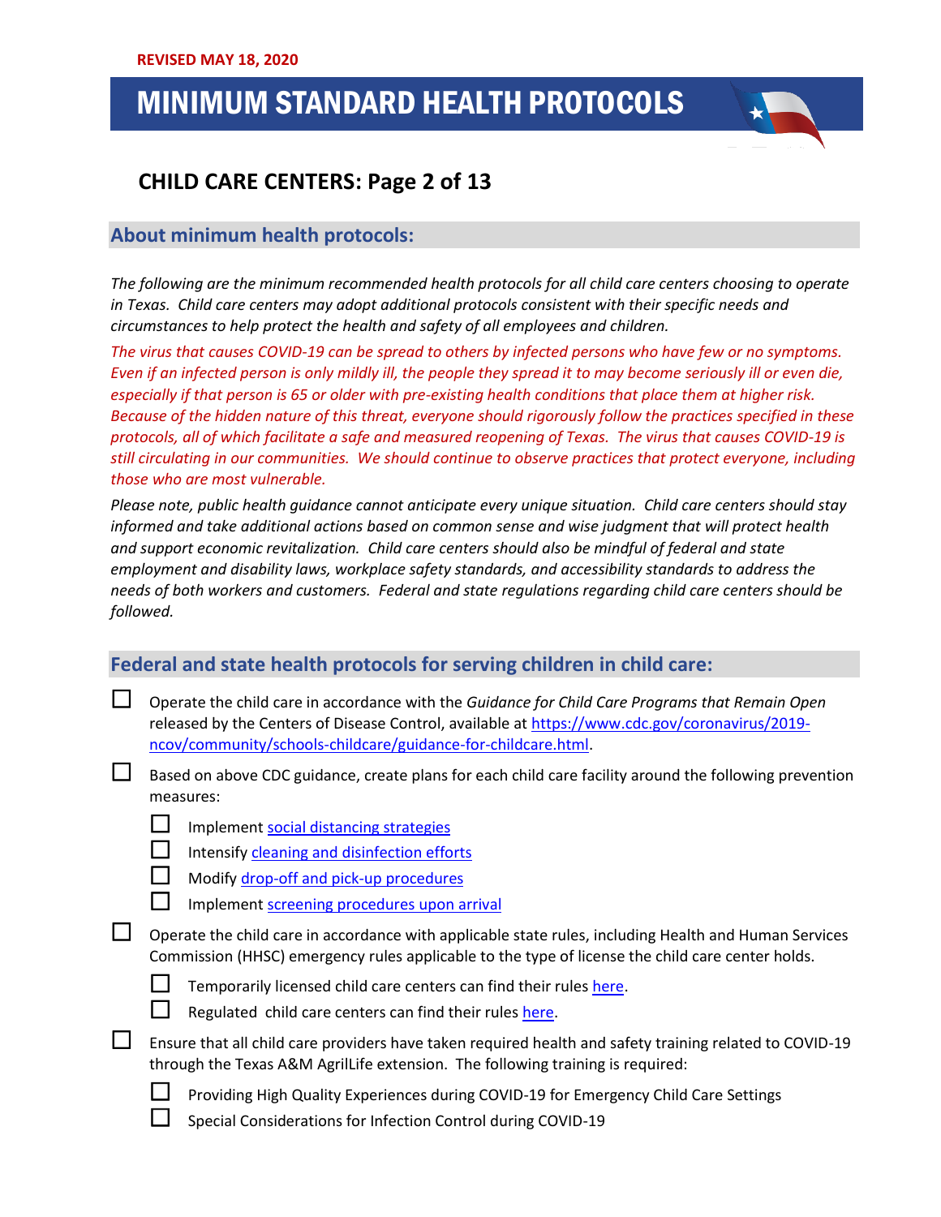REVISED MAY 18, 2020

# MINIMUM STANDARD HEALTH PROTOCOLS

## CHILD CARE CENTERS: Page 2 of 13

### About minimum health protocols:

*The following are the minimum recommended health protocols for all child care centers choosing to operate in Texas. Child care centers may adopt additional protocols consistent with their specific needs and circumstances to help protect the health and safety of all employees and children.*

*The virus that causes COVID-19 can be spread to others by infected persons who have few or no symptoms. Even if an infected person is only mildly ill, the people they spread it to may become seriously ill or even die, especially if that person is 65 or older with pre-existing health conditions that place them at higher risk. Because of the hidden nature of this threat, everyone should rigorously follow the practices specified in these protocols, all of which facilitate a safe and measured reopening of Texas. The virus that causes COVID-19 is still circulating in our communities. We should continue to observe practices that protect everyone, including those who are most vulnerable.*

*Please note, public health guidance cannot anticipate every unique situation. Child care centers should stay informed and take additional actions based on common sense and wise judgment that will protect health and support economic revitalization. Child care centers should also be mindful of federal and state employment and disability laws, workplace safety standards, and accessibility standards to address the needs of both workers and customers. Federal and state regulations regarding child care centers should be followed.*

### Federal and state health protocols for serving children in child care:

- ☐ Operate the child care in accordance with the *Guidance for Child Care Programs that Remain Open* released by the Centers of Disease Control, available at https://www.cdc.gov/coronavirus/2019-ncov/community/schools-childcare/guidance-for-childcare.html.
- ☐ Based on above CDC guidance, create plans for each child care facility around the following prevention measures:
  - ☐ Implement social distancing strategies
  - ☐ Intensify cleaning and disinfection efforts
  - ☐ Modify drop-off and pick-up procedures
  - ☐ Implement screening procedures upon arrival
- ☐ Operate the child care in accordance with applicable state rules, including Health and Human Services Commission (HHSC) emergency rules applicable to the type of license the child care center holds.
  - ☐ Temporarily licensed child care centers can find their rules here.
  - ☐ Regulated child care centers can find their rules here.
- ☐ Ensure that all child care providers have taken required health and safety training related to COVID-19 through the Texas A&M AgrilLife extension. The following training is required:
  - ☐ Providing High Quality Experiences during COVID-19 for Emergency Child Care Settings
  - ☐ Special Considerations for Infection Control during COVID-19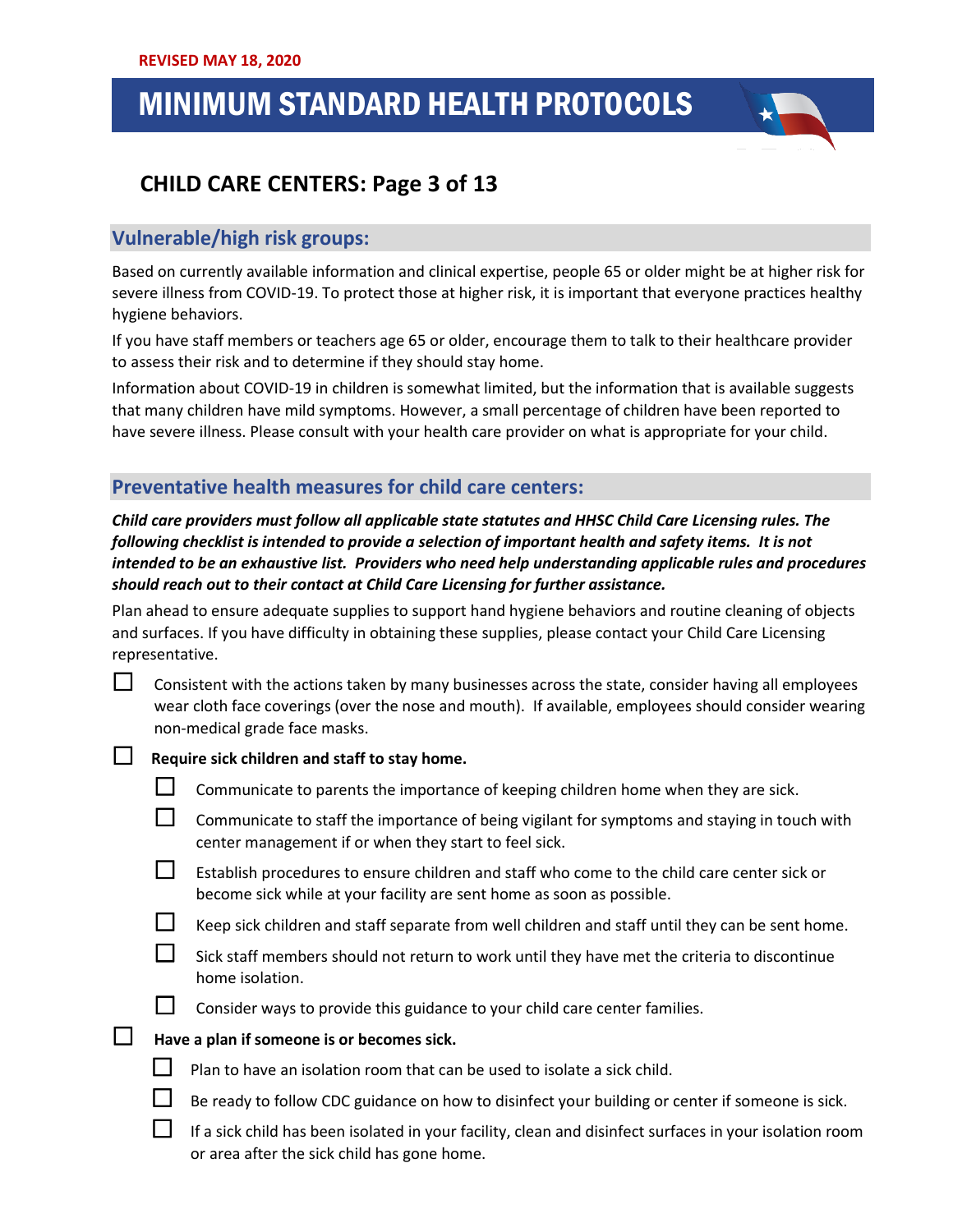REVISED MAY 18, 2020

# MINIMUM STANDARD HEALTH PROTOCOLS

## CHILD CARE CENTERS: Page 3 of 13

### Vulnerable/high risk groups:

Based on currently available information and clinical expertise, people 65 or older might be at higher risk for severe illness from COVID-19. To protect those at higher risk, it is important that everyone practices healthy hygiene behaviors.

If you have staff members or teachers age 65 or older, encourage them to talk to their healthcare provider to assess their risk and to determine if they should stay home.

Information about COVID-19 in children is somewhat limited, but the information that is available suggests that many children have mild symptoms. However, a small percentage of children have been reported to have severe illness. Please consult with your health care provider on what is appropriate for your child.

### Preventative health measures for child care centers:

***Child care providers must follow all applicable state statutes and HHSC Child Care Licensing rules. The following checklist is intended to provide a selection of important health and safety items. It is not intended to be an exhaustive list. Providers who need help understanding applicable rules and procedures should reach out to their contact at Child Care Licensing for further assistance.***

Plan ahead to ensure adequate supplies to support hand hygiene behaviors and routine cleaning of objects and surfaces. If you have difficulty in obtaining these supplies, please contact your Child Care Licensing representative.

- ☐ Consistent with the actions taken by many businesses across the state, consider having all employees wear cloth face coverings (over the nose and mouth). If available, employees should consider wearing non-medical grade face masks.
- ☐ **Require sick children and staff to stay home.**
  - ☐ Communicate to parents the importance of keeping children home when they are sick.
  - ☐ Communicate to staff the importance of being vigilant for symptoms and staying in touch with center management if or when they start to feel sick.
  - ☐ Establish procedures to ensure children and staff who come to the child care center sick or become sick while at your facility are sent home as soon as possible.
  - ☐ Keep sick children and staff separate from well children and staff until they can be sent home.
  - ☐ Sick staff members should not return to work until they have met the criteria to discontinue home isolation.
  - ☐ Consider ways to provide this guidance to your child care center families.
- ☐ **Have a plan if someone is or becomes sick.**
  - ☐ Plan to have an isolation room that can be used to isolate a sick child.
  - ☐ Be ready to follow CDC guidance on how to disinfect your building or center if someone is sick.
  - ☐ If a sick child has been isolated in your facility, clean and disinfect surfaces in your isolation room or area after the sick child has gone home.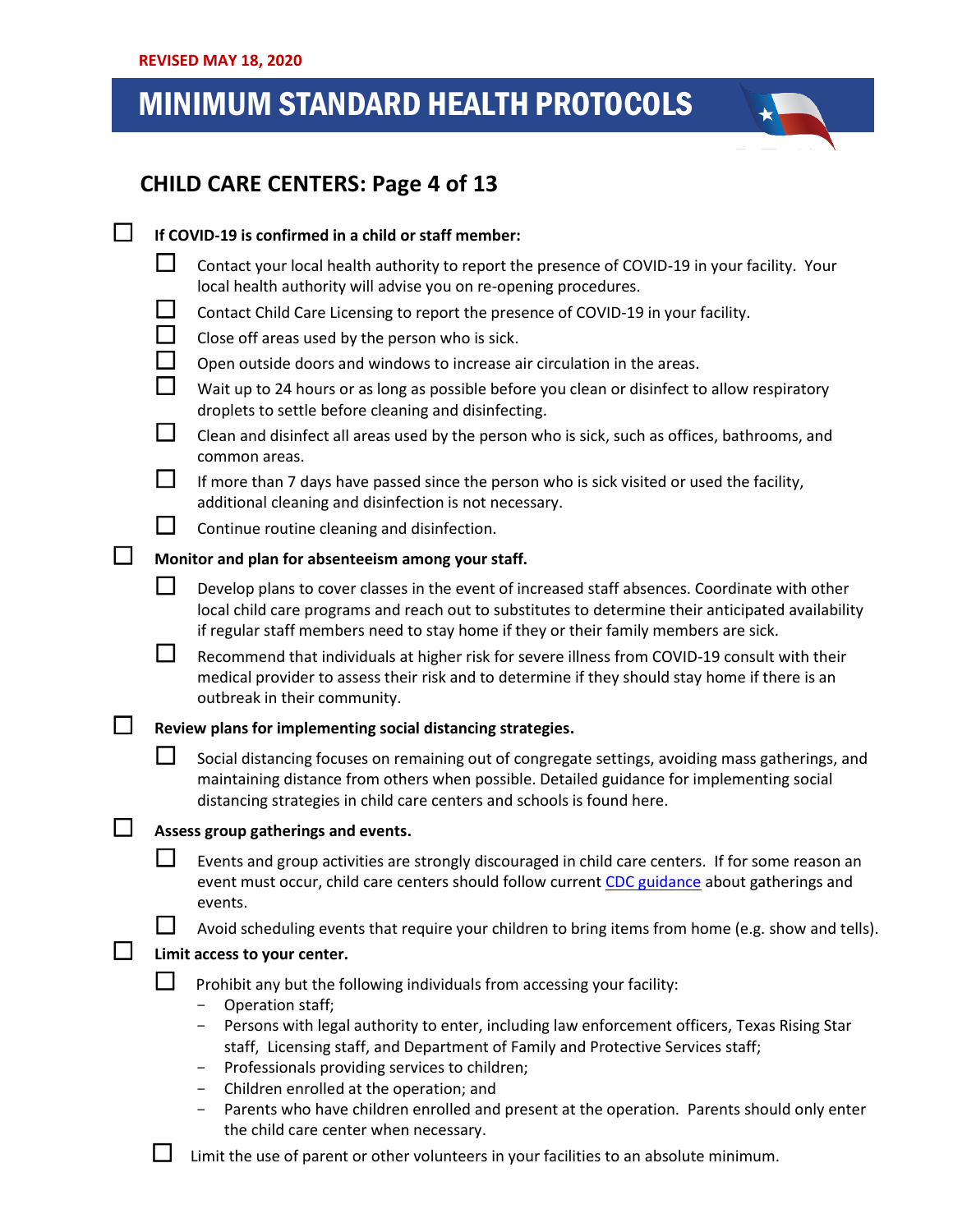REVISED MAY 18, 2020

# MINIMUM STANDARD HEALTH PROTOCOLS

## CHILD CARE CENTERS: Page 4 of 13

- ☐ **If COVID-19 is confirmed in a child or staff member:**
  - ☐ Contact your local health authority to report the presence of COVID-19 in your facility. Your local health authority will advise you on re-opening procedures.
  - ☐ Contact Child Care Licensing to report the presence of COVID-19 in your facility.
  - ☐ Close off areas used by the person who is sick.
  - ☐ Open outside doors and windows to increase air circulation in the areas.
  - ☐ Wait up to 24 hours or as long as possible before you clean or disinfect to allow respiratory droplets to settle before cleaning and disinfecting.
  - ☐ Clean and disinfect all areas used by the person who is sick, such as offices, bathrooms, and common areas.
  - ☐ If more than 7 days have passed since the person who is sick visited or used the facility, additional cleaning and disinfection is not necessary.
  - ☐ Continue routine cleaning and disinfection.
- ☐ **Monitor and plan for absenteeism among your staff.**
  - ☐ Develop plans to cover classes in the event of increased staff absences. Coordinate with other local child care programs and reach out to substitutes to determine their anticipated availability if regular staff members need to stay home if they or their family members are sick.
  - ☐ Recommend that individuals at higher risk for severe illness from COVID-19 consult with their medical provider to assess their risk and to determine if they should stay home if there is an outbreak in their community.
- ☐ **Review plans for implementing social distancing strategies.**
  - ☐ Social distancing focuses on remaining out of congregate settings, avoiding mass gatherings, and maintaining distance from others when possible. Detailed guidance for implementing social distancing strategies in child care centers and schools is found here.
- ☐ **Assess group gatherings and events.**
  - ☐ Events and group activities are strongly discouraged in child care centers. If for some reason an event must occur, child care centers should follow current CDC guidance about gatherings and events.
  - ☐ Avoid scheduling events that require your children to bring items from home (e.g. show and tells).
- ☐ **Limit access to your center.**
  - ☐ Prohibit any but the following individuals from accessing your facility:
    - Operation staff;
    - Persons with legal authority to enter, including law enforcement officers, Texas Rising Star staff, Licensing staff, and Department of Family and Protective Services staff;
    - Professionals providing services to children;
    - Children enrolled at the operation; and
    - Parents who have children enrolled and present at the operation. Parents should only enter the child care center when necessary.
  - ☐ Limit the use of parent or other volunteers in your facilities to an absolute minimum.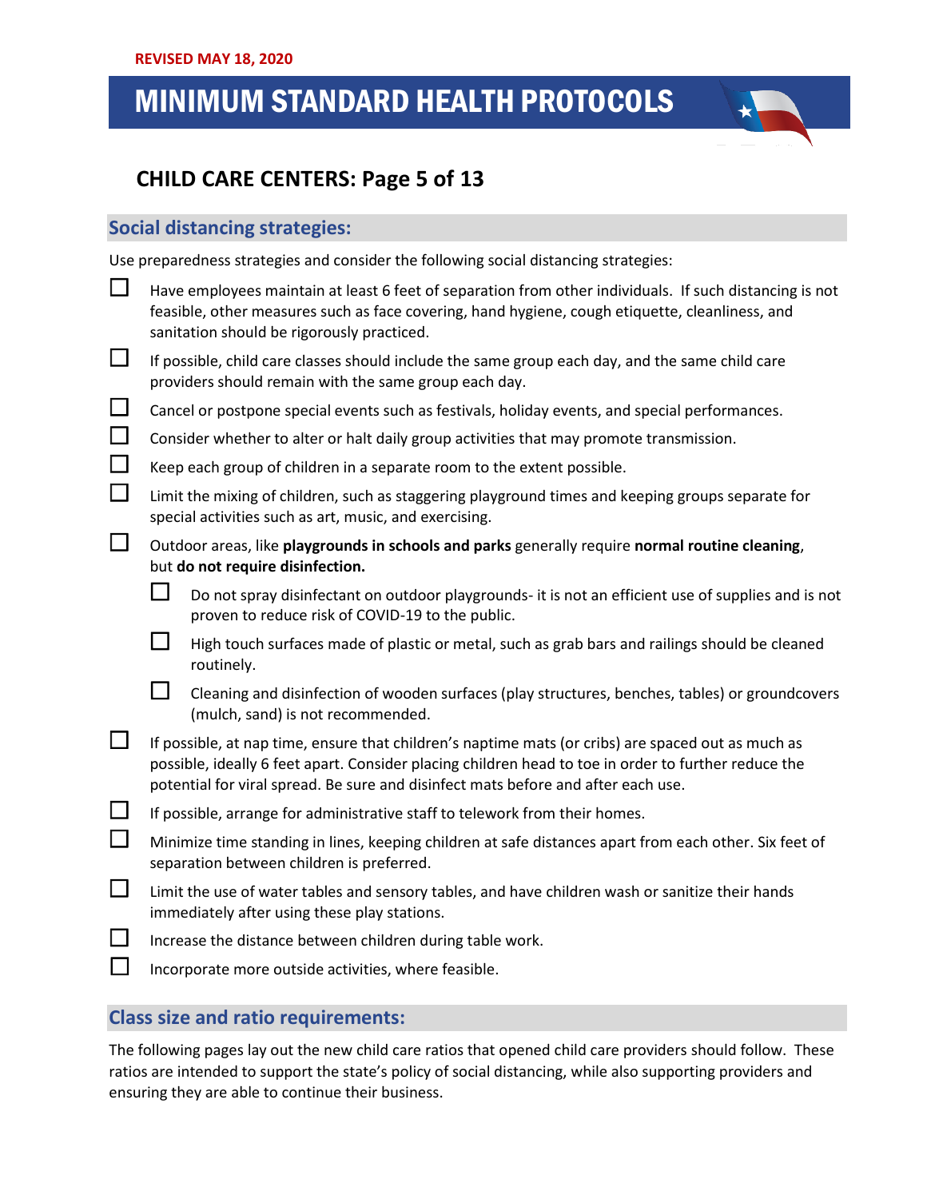REVISED MAY 18, 2020

# MINIMUM STANDARD HEALTH PROTOCOLS

## CHILD CARE CENTERS: Page 5 of 13

### Social distancing strategies:

Use preparedness strategies and consider the following social distancing strategies:

- ☐ Have employees maintain at least 6 feet of separation from other individuals. If such distancing is not feasible, other measures such as face covering, hand hygiene, cough etiquette, cleanliness, and sanitation should be rigorously practiced.
- ☐ If possible, child care classes should include the same group each day, and the same child care providers should remain with the same group each day.
- ☐ Cancel or postpone special events such as festivals, holiday events, and special performances.
- ☐ Consider whether to alter or halt daily group activities that may promote transmission.
- ☐ Keep each group of children in a separate room to the extent possible.
- ☐ Limit the mixing of children, such as staggering playground times and keeping groups separate for special activities such as art, music, and exercising.
- ☐ Outdoor areas, like **playgrounds in schools and parks** generally require **normal routine cleaning**, but **do not require disinfection.**
  - ☐ Do not spray disinfectant on outdoor playgrounds- it is not an efficient use of supplies and is not proven to reduce risk of COVID-19 to the public.
  - ☐ High touch surfaces made of plastic or metal, such as grab bars and railings should be cleaned routinely.
  - ☐ Cleaning and disinfection of wooden surfaces (play structures, benches, tables) or groundcovers (mulch, sand) is not recommended.
- ☐ If possible, at nap time, ensure that children's naptime mats (or cribs) are spaced out as much as possible, ideally 6 feet apart. Consider placing children head to toe in order to further reduce the potential for viral spread. Be sure and disinfect mats before and after each use.
- ☐ If possible, arrange for administrative staff to telework from their homes.
- ☐ Minimize time standing in lines, keeping children at safe distances apart from each other. Six feet of separation between children is preferred.
- ☐ Limit the use of water tables and sensory tables, and have children wash or sanitize their hands immediately after using these play stations.
- ☐ Increase the distance between children during table work.
- ☐ Incorporate more outside activities, where feasible.

### Class size and ratio requirements:

The following pages lay out the new child care ratios that opened child care providers should follow. These ratios are intended to support the state's policy of social distancing, while also supporting providers and ensuring they are able to continue their business.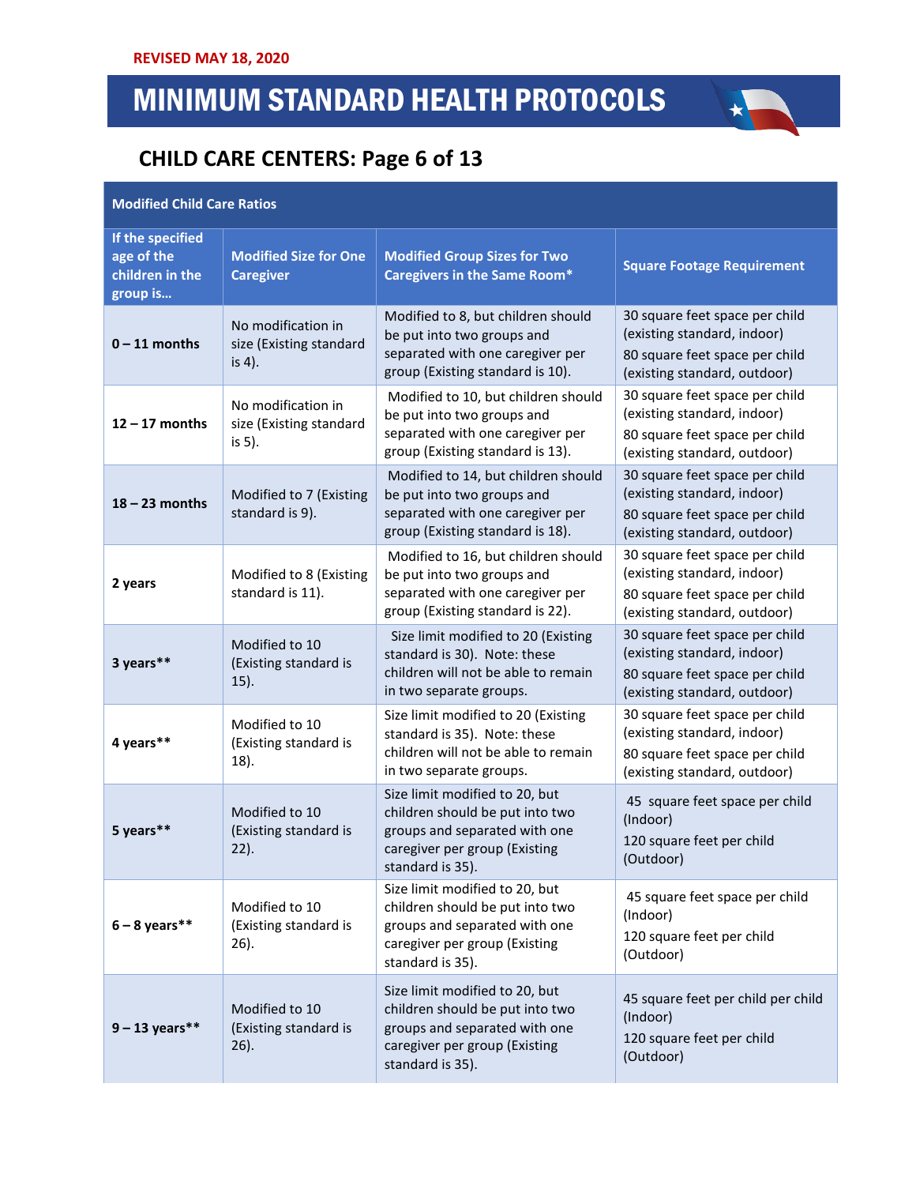REVISED MAY 18, 2020

# MINIMUM STANDARD HEALTH PROTOCOLS

## CHILD CARE CENTERS: Page 6 of 13

| Modified Child Care Ratios | | | |
|---|---|---|---|
| **If the specified age of the children in the group is…** | **Modified Size for One Caregiver** | **Modified Group Sizes for Two Caregivers in the Same Room*** | **Square Footage Requirement** |
| **0 – 11 months** | No modification in size (Existing standard is 4). | Modified to 8, but children should be put into two groups and separated with one caregiver per group (Existing standard is 10). | 30 square feet space per child (existing standard, indoor)<br>80 square feet space per child (existing standard, outdoor) |
| **12 – 17 months** | No modification in size (Existing standard is 5). | Modified to 10, but children should be put into two groups and separated with one caregiver per group (Existing standard is 13). | 30 square feet space per child (existing standard, indoor)<br>80 square feet space per child (existing standard, outdoor) |
| **18 – 23 months** | Modified to 7 (Existing standard is 9). | Modified to 14, but children should be put into two groups and separated with one caregiver per group (Existing standard is 18). | 30 square feet space per child (existing standard, indoor)<br>80 square feet space per child (existing standard, outdoor) |
| **2 years** | Modified to 8 (Existing standard is 11). | Modified to 16, but children should be put into two groups and separated with one caregiver per group (Existing standard is 22). | 30 square feet space per child (existing standard, indoor)<br>80 square feet space per child (existing standard, outdoor) |
| **3 years**** | Modified to 10 (Existing standard is 15). | Size limit modified to 20 (Existing standard is 30). Note: these children will not be able to remain in two separate groups. | 30 square feet space per child (existing standard, indoor)<br>80 square feet space per child (existing standard, outdoor) |
| **4 years**** | Modified to 10 (Existing standard is 18). | Size limit modified to 20 (Existing standard is 35). Note: these children will not be able to remain in two separate groups. | 30 square feet space per child (existing standard, indoor)<br>80 square feet space per child (existing standard, outdoor) |
| **5 years**** | Modified to 10 (Existing standard is 22). | Size limit modified to 20, but children should be put into two groups and separated with one caregiver per group (Existing standard is 35). | 45 square feet space per child (Indoor)<br>120 square feet per child (Outdoor) |
| **6 – 8 years**** | Modified to 10 (Existing standard is 26). | Size limit modified to 20, but children should be put into two groups and separated with one caregiver per group (Existing standard is 35). | 45 square feet space per child (Indoor)<br>120 square feet per child (Outdoor) |
| **9 – 13 years**** | Modified to 10 (Existing standard is 26). | Size limit modified to 20, but children should be put into two groups and separated with one caregiver per group (Existing standard is 35). | 45 square feet per child per child (Indoor)<br>120 square feet per child (Outdoor) |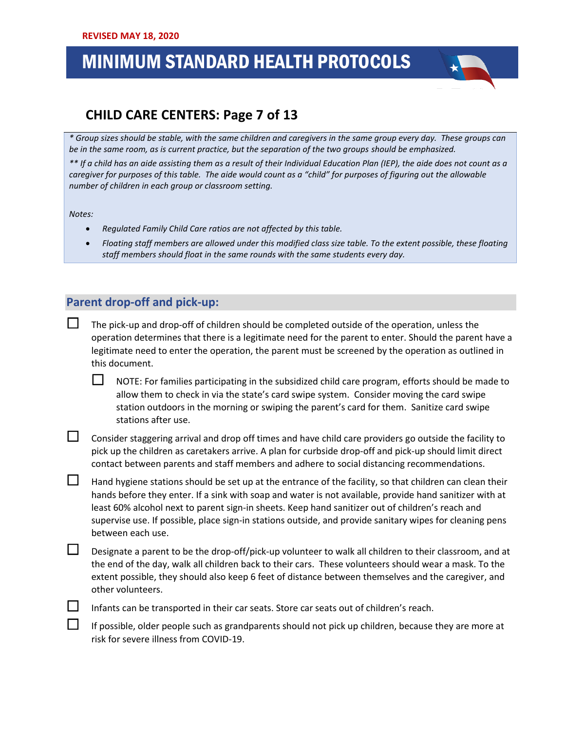REVISED MAY 18, 2020

# MINIMUM STANDARD HEALTH PROTOCOLS

## CHILD CARE CENTERS: Page 7 of 13

*\* Group sizes should be stable, with the same children and caregivers in the same group every day. These groups can be in the same room, as is current practice, but the separation of the two groups should be emphasized.*

*\*\* If a child has an aide assisting them as a result of their Individual Education Plan (IEP), the aide does not count as a caregiver for purposes of this table. The aide would count as a "child" for purposes of figuring out the allowable number of children in each group or classroom setting.*

*Notes:*

- *Regulated Family Child Care ratios are not affected by this table.*
- *Floating staff members are allowed under this modified class size table. To the extent possible, these floating staff members should float in the same rounds with the same students every day.*

### Parent drop-off and pick-up:

- ☐ The pick-up and drop-off of children should be completed outside of the operation, unless the operation determines that there is a legitimate need for the parent to enter. Should the parent have a legitimate need to enter the operation, the parent must be screened by the operation as outlined in this document.
  - ☐ NOTE: For families participating in the subsidized child care program, efforts should be made to allow them to check in via the state's card swipe system. Consider moving the card swipe station outdoors in the morning or swiping the parent's card for them. Sanitize card swipe stations after use.
- ☐ Consider staggering arrival and drop off times and have child care providers go outside the facility to pick up the children as caretakers arrive. A plan for curbside drop-off and pick-up should limit direct contact between parents and staff members and adhere to social distancing recommendations.
- ☐ Hand hygiene stations should be set up at the entrance of the facility, so that children can clean their hands before they enter. If a sink with soap and water is not available, provide hand sanitizer with at least 60% alcohol next to parent sign-in sheets. Keep hand sanitizer out of children's reach and supervise use. If possible, place sign-in stations outside, and provide sanitary wipes for cleaning pens between each use.
- ☐ Designate a parent to be the drop-off/pick-up volunteer to walk all children to their classroom, and at the end of the day, walk all children back to their cars. These volunteers should wear a mask. To the extent possible, they should also keep 6 feet of distance between themselves and the caregiver, and other volunteers.
- ☐ Infants can be transported in their car seats. Store car seats out of children's reach.
- ☐ If possible, older people such as grandparents should not pick up children, because they are more at risk for severe illness from COVID-19.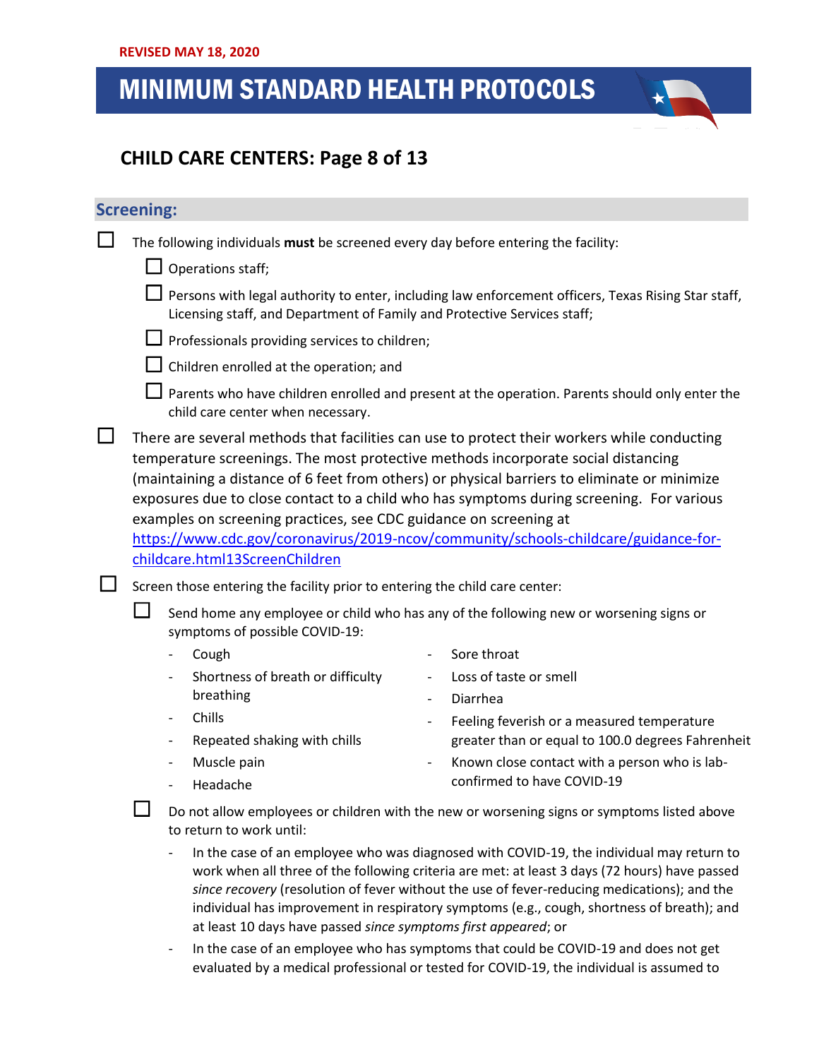REVISED MAY 18, 2020

# MINIMUM STANDARD HEALTH PROTOCOLS

## CHILD CARE CENTERS: Page 8 of 13

### Screening:

- ☐ The following individuals **must** be screened every day before entering the facility:
  - ☐ Operations staff;
  - ☐ Persons with legal authority to enter, including law enforcement officers, Texas Rising Star staff, Licensing staff, and Department of Family and Protective Services staff;
  - ☐ Professionals providing services to children;
  - ☐ Children enrolled at the operation; and
  - ☐ Parents who have children enrolled and present at the operation. Parents should only enter the child care center when necessary.
- ☐ There are several methods that facilities can use to protect their workers while conducting temperature screenings. The most protective methods incorporate social distancing (maintaining a distance of 6 feet from others) or physical barriers to eliminate or minimize exposures due to close contact to a child who has symptoms during screening. For various examples on screening practices, see CDC guidance on screening at [https://www.cdc.gov/coronavirus/2019-ncov/community/schools-childcare/guidance-for-childcare.html13ScreenChildren](https://www.cdc.gov/coronavirus/2019-ncov/community/schools-childcare/guidance-for-childcare.html13ScreenChildren)
- ☐ Screen those entering the facility prior to entering the child care center:
  - ☐ Send home any employee or child who has any of the following new or worsening signs or symptoms of possible COVID-19:
    - Cough
    - Shortness of breath or difficulty breathing
    - Chills
    - Repeated shaking with chills
    - Muscle pain
    - Headache
    - Sore throat
    - Loss of taste or smell
    - Diarrhea
    - Feeling feverish or a measured temperature greater than or equal to 100.0 degrees Fahrenheit
    - Known close contact with a person who is lab-confirmed to have COVID-19
  - ☐ Do not allow employees or children with the new or worsening signs or symptoms listed above to return to work until:
    - In the case of an employee who was diagnosed with COVID-19, the individual may return to work when all three of the following criteria are met: at least 3 days (72 hours) have passed *since recovery* (resolution of fever without the use of fever-reducing medications); and the individual has improvement in respiratory symptoms (e.g., cough, shortness of breath); and at least 10 days have passed *since symptoms first appeared*; or
    - In the case of an employee who has symptoms that could be COVID-19 and does not get evaluated by a medical professional or tested for COVID-19, the individual is assumed to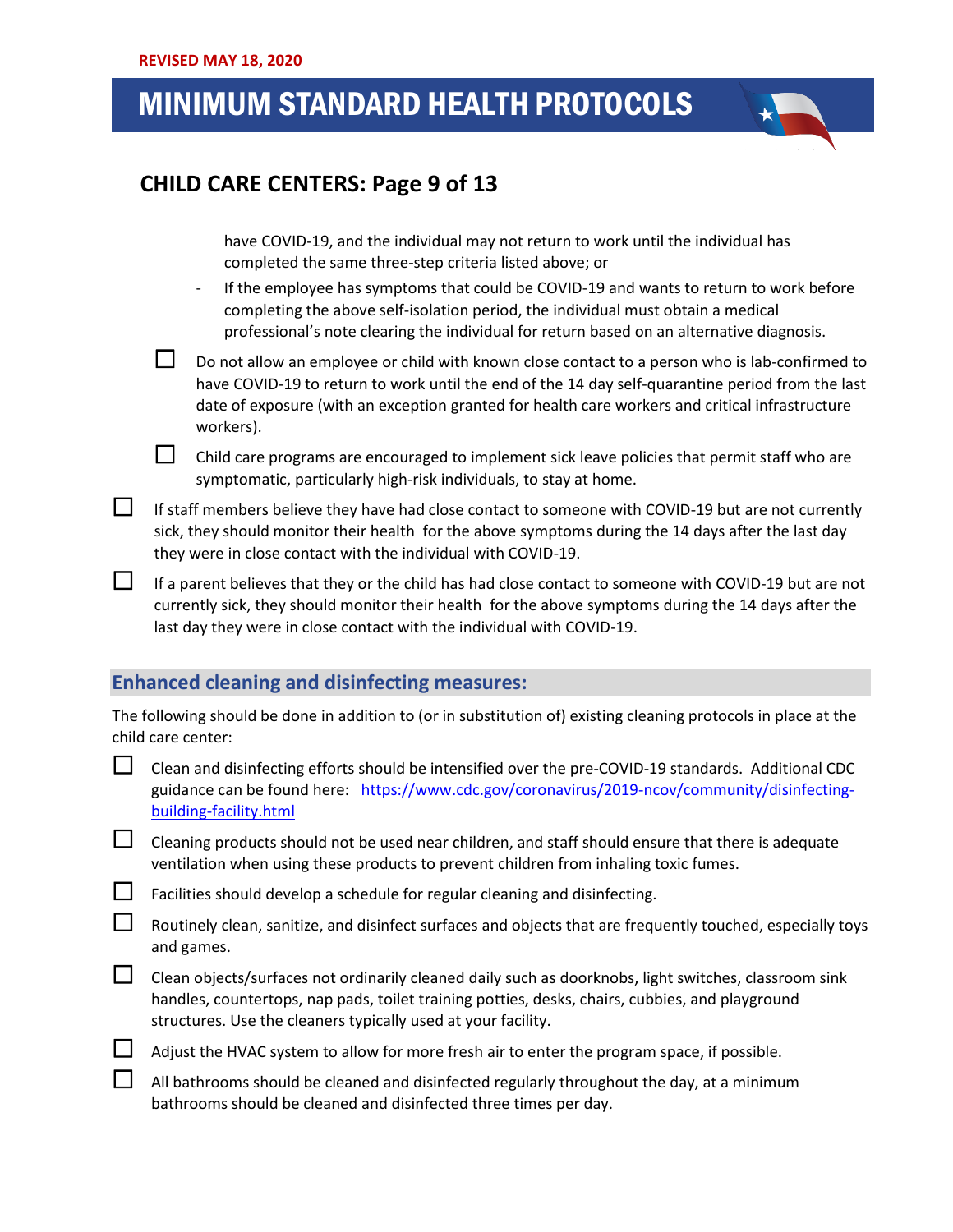have COVID-19, and the individual may not return to work until the individual has completed the same three-step criteria listed above; or

  - If the employee has symptoms that could be COVID-19 and wants to return to work before completing the above self-isolation period, the individual must obtain a medical professional's note clearing the individual for return based on an alternative diagnosis.

- ☐ Do not allow an employee or child with known close contact to a person who is lab-confirmed to have COVID-19 to return to work until the end of the 14 day self-quarantine period from the last date of exposure (with an exception granted for health care workers and critical infrastructure workers).
- ☐ Child care programs are encouraged to implement sick leave policies that permit staff who are symptomatic, particularly high-risk individuals, to stay at home.

☐ If staff members believe they have had close contact to someone with COVID-19 but are not currently sick, they should monitor their health for the above symptoms during the 14 days after the last day they were in close contact with the individual with COVID-19.

☐ If a parent believes that they or the child has had close contact to someone with COVID-19 but are not currently sick, they should monitor their health for the above symptoms during the 14 days after the last day they were in close contact with the individual with COVID-19.

## Enhanced cleaning and disinfecting measures:

The following should be done in addition to (or in substitution of) existing cleaning protocols in place at the child care center:

☐ Clean and disinfecting efforts should be intensified over the pre-COVID-19 standards. Additional CDC guidance can be found here: https://www.cdc.gov/coronavirus/2019-ncov/community/disinfecting-building-facility.html

☐ Cleaning products should not be used near children, and staff should ensure that there is adequate ventilation when using these products to prevent children from inhaling toxic fumes.

☐ Facilities should develop a schedule for regular cleaning and disinfecting.

☐ Routinely clean, sanitize, and disinfect surfaces and objects that are frequently touched, especially toys and games.

☐ Clean objects/surfaces not ordinarily cleaned daily such as doorknobs, light switches, classroom sink handles, countertops, nap pads, toilet training potties, desks, chairs, cubbies, and playground structures. Use the cleaners typically used at your facility.

☐ Adjust the HVAC system to allow for more fresh air to enter the program space, if possible.

☐ All bathrooms should be cleaned and disinfected regularly throughout the day, at a minimum bathrooms should be cleaned and disinfected three times per day.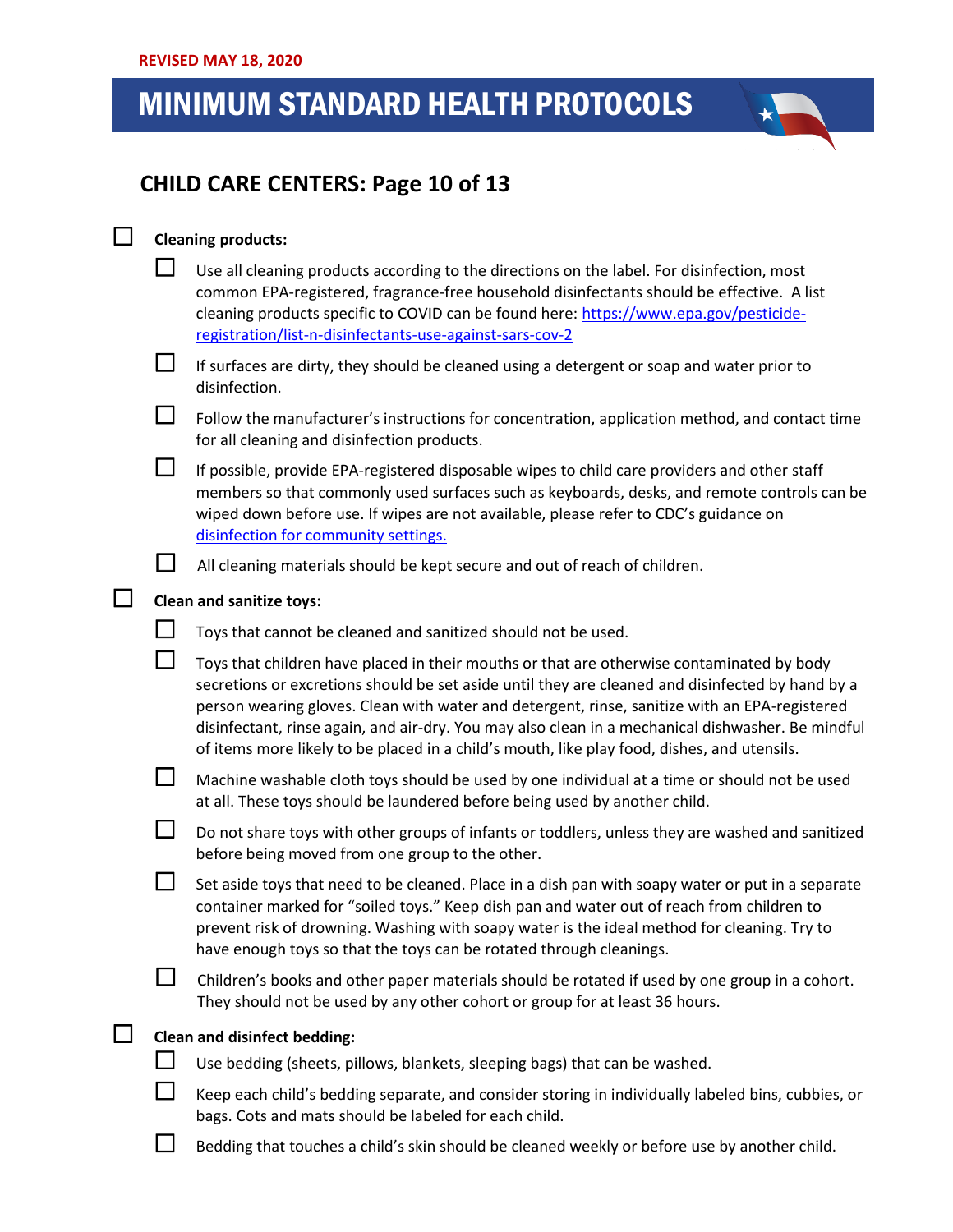REVISED MAY 18, 2020

# MINIMUM STANDARD HEALTH PROTOCOLS

## CHILD CARE CENTERS: Page 10 of 13

- ☐ **Cleaning products:**
  - ☐ Use all cleaning products according to the directions on the label. For disinfection, most common EPA-registered, fragrance-free household disinfectants should be effective. A list cleaning products specific to COVID can be found here: [https://www.epa.gov/pesticide-registration/list-n-disinfectants-use-against-sars-cov-2](https://www.epa.gov/pesticide-registration/list-n-disinfectants-use-against-sars-cov-2)
  - ☐ If surfaces are dirty, they should be cleaned using a detergent or soap and water prior to disinfection.
  - ☐ Follow the manufacturer's instructions for concentration, application method, and contact time for all cleaning and disinfection products.
  - ☐ If possible, provide EPA-registered disposable wipes to child care providers and other staff members so that commonly used surfaces such as keyboards, desks, and remote controls can be wiped down before use. If wipes are not available, please refer to CDC's guidance on [disinfection for community settings.](disinfection for community settings.)
  - ☐ All cleaning materials should be kept secure and out of reach of children.
- ☐ **Clean and sanitize toys:**
  - ☐ Toys that cannot be cleaned and sanitized should not be used.
  - ☐ Toys that children have placed in their mouths or that are otherwise contaminated by body secretions or excretions should be set aside until they are cleaned and disinfected by hand by a person wearing gloves. Clean with water and detergent, rinse, sanitize with an EPA-registered disinfectant, rinse again, and air-dry. You may also clean in a mechanical dishwasher. Be mindful of items more likely to be placed in a child's mouth, like play food, dishes, and utensils.
  - ☐ Machine washable cloth toys should be used by one individual at a time or should not be used at all. These toys should be laundered before being used by another child.
  - ☐ Do not share toys with other groups of infants or toddlers, unless they are washed and sanitized before being moved from one group to the other.
  - ☐ Set aside toys that need to be cleaned. Place in a dish pan with soapy water or put in a separate container marked for "soiled toys." Keep dish pan and water out of reach from children to prevent risk of drowning. Washing with soapy water is the ideal method for cleaning. Try to have enough toys so that the toys can be rotated through cleanings.
  - ☐ Children's books and other paper materials should be rotated if used by one group in a cohort. They should not be used by any other cohort or group for at least 36 hours.
- ☐ **Clean and disinfect bedding:**
  - ☐ Use bedding (sheets, pillows, blankets, sleeping bags) that can be washed.
  - ☐ Keep each child's bedding separate, and consider storing in individually labeled bins, cubbies, or bags. Cots and mats should be labeled for each child.
  - ☐ Bedding that touches a child's skin should be cleaned weekly or before use by another child.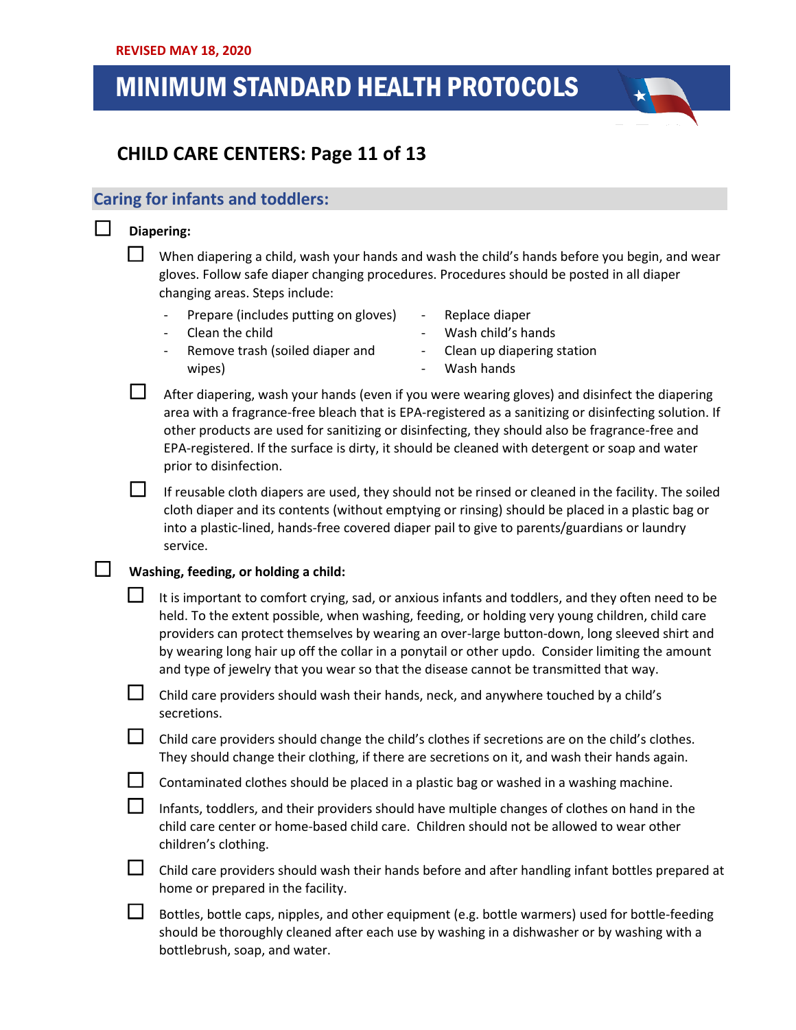REVISED MAY 18, 2020

# MINIMUM STANDARD HEALTH PROTOCOLS

## CHILD CARE CENTERS: Page 11 of 13

### Caring for infants and toddlers:

- ☐ **Diapering:**
  - ☐ When diapering a child, wash your hands and wash the child's hands before you begin, and wear gloves. Follow safe diaper changing procedures. Procedures should be posted in all diaper changing areas. Steps include:
    - Prepare (includes putting on gloves)
    - Clean the child
    - Remove trash (soiled diaper and wipes)
    - Replace diaper
    - Wash child's hands
    - Clean up diapering station
    - Wash hands
  - ☐ After diapering, wash your hands (even if you were wearing gloves) and disinfect the diapering area with a fragrance-free bleach that is EPA-registered as a sanitizing or disinfecting solution. If other products are used for sanitizing or disinfecting, they should also be fragrance-free and EPA-registered. If the surface is dirty, it should be cleaned with detergent or soap and water prior to disinfection.
  - ☐ If reusable cloth diapers are used, they should not be rinsed or cleaned in the facility. The soiled cloth diaper and its contents (without emptying or rinsing) should be placed in a plastic bag or into a plastic-lined, hands-free covered diaper pail to give to parents/guardians or laundry service.
- ☐ **Washing, feeding, or holding a child:**
  - ☐ It is important to comfort crying, sad, or anxious infants and toddlers, and they often need to be held. To the extent possible, when washing, feeding, or holding very young children, child care providers can protect themselves by wearing an over-large button-down, long sleeved shirt and by wearing long hair up off the collar in a ponytail or other updo. Consider limiting the amount and type of jewelry that you wear so that the disease cannot be transmitted that way.
  - ☐ Child care providers should wash their hands, neck, and anywhere touched by a child's secretions.
  - ☐ Child care providers should change the child's clothes if secretions are on the child's clothes. They should change their clothing, if there are secretions on it, and wash their hands again.
  - ☐ Contaminated clothes should be placed in a plastic bag or washed in a washing machine.
  - ☐ Infants, toddlers, and their providers should have multiple changes of clothes on hand in the child care center or home-based child care. Children should not be allowed to wear other children's clothing.
  - ☐ Child care providers should wash their hands before and after handling infant bottles prepared at home or prepared in the facility.
  - ☐ Bottles, bottle caps, nipples, and other equipment (e.g. bottle warmers) used for bottle-feeding should be thoroughly cleaned after each use by washing in a dishwasher or by washing with a bottlebrush, soap, and water.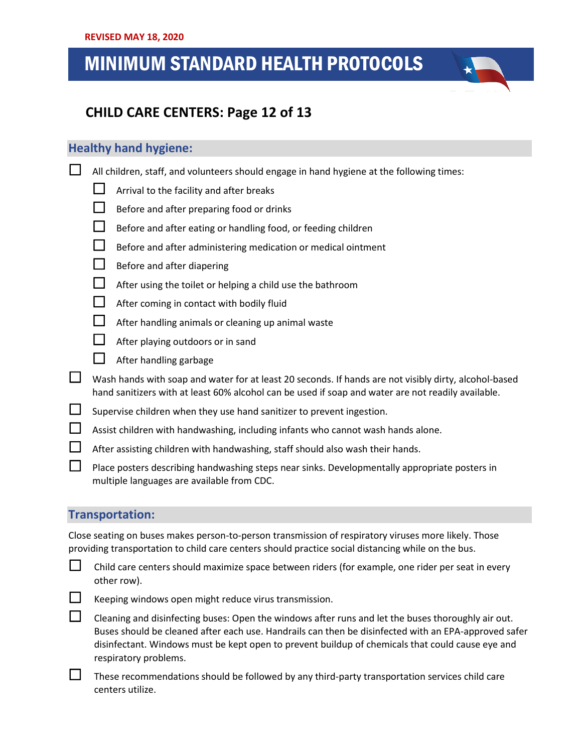REVISED MAY 18, 2020

# MINIMUM STANDARD HEALTH PROTOCOLS

## CHILD CARE CENTERS: Page 12 of 13

### Healthy hand hygiene:

- ☐ All children, staff, and volunteers should engage in hand hygiene at the following times:
  - ☐ Arrival to the facility and after breaks
  - ☐ Before and after preparing food or drinks
  - ☐ Before and after eating or handling food, or feeding children
  - ☐ Before and after administering medication or medical ointment
  - ☐ Before and after diapering
  - ☐ After using the toilet or helping a child use the bathroom
  - ☐ After coming in contact with bodily fluid
  - ☐ After handling animals or cleaning up animal waste
  - ☐ After playing outdoors or in sand
  - ☐ After handling garbage
- ☐ Wash hands with soap and water for at least 20 seconds. If hands are not visibly dirty, alcohol-based hand sanitizers with at least 60% alcohol can be used if soap and water are not readily available.
- ☐ Supervise children when they use hand sanitizer to prevent ingestion.
- ☐ Assist children with handwashing, including infants who cannot wash hands alone.
- ☐ After assisting children with handwashing, staff should also wash their hands.
- ☐ Place posters describing handwashing steps near sinks. Developmentally appropriate posters in multiple languages are available from CDC.

### Transportation:

Close seating on buses makes person-to-person transmission of respiratory viruses more likely. Those providing transportation to child care centers should practice social distancing while on the bus.

- ☐ Child care centers should maximize space between riders (for example, one rider per seat in every other row).
- ☐ Keeping windows open might reduce virus transmission.
- ☐ Cleaning and disinfecting buses: Open the windows after runs and let the buses thoroughly air out. Buses should be cleaned after each use. Handrails can then be disinfected with an EPA-approved safer disinfectant. Windows must be kept open to prevent buildup of chemicals that could cause eye and respiratory problems.
- ☐ These recommendations should be followed by any third-party transportation services child care centers utilize.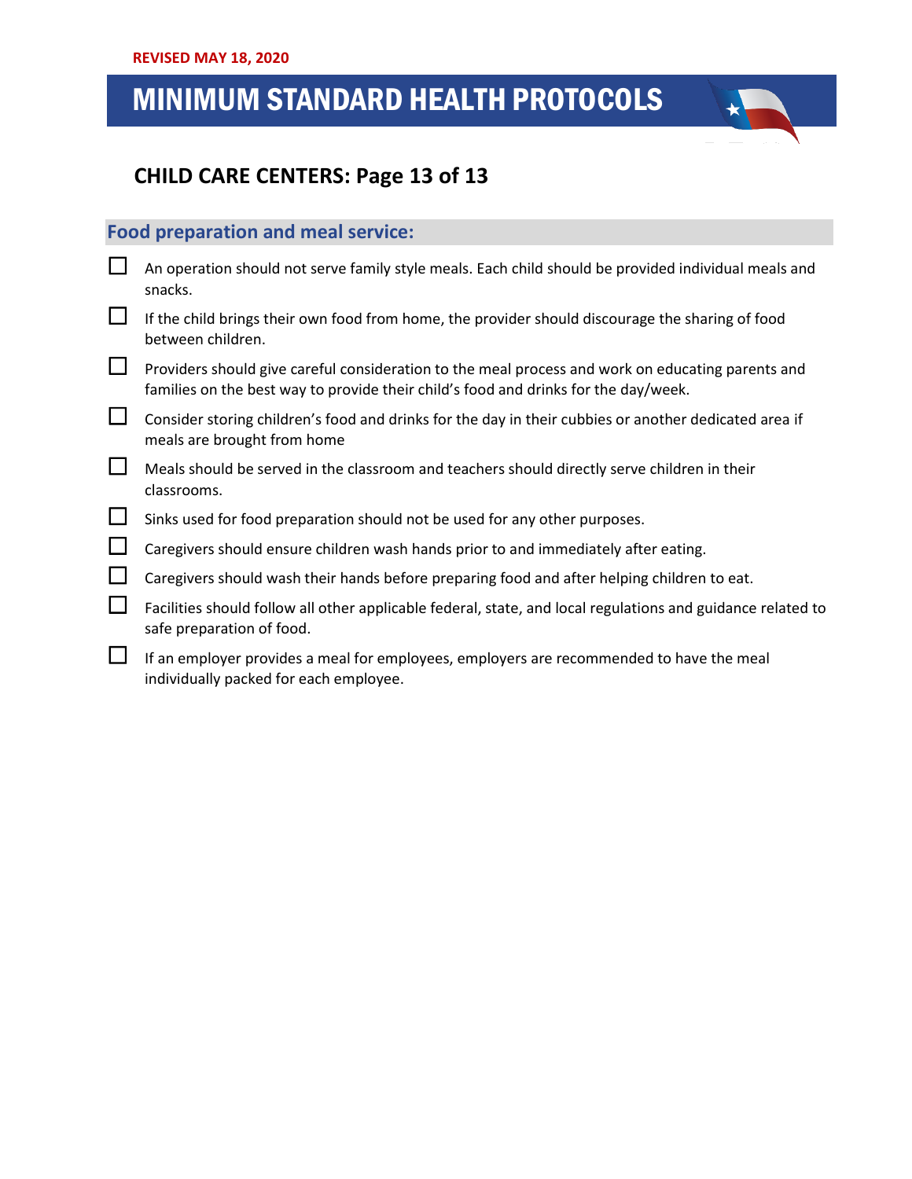REVISED MAY 18, 2020

# MINIMUM STANDARD HEALTH PROTOCOLS

## CHILD CARE CENTERS: Page 13 of 13

### Food preparation and meal service:

- [ ] An operation should not serve family style meals. Each child should be provided individual meals and snacks.
- [ ] If the child brings their own food from home, the provider should discourage the sharing of food between children.
- [ ] Providers should give careful consideration to the meal process and work on educating parents and families on the best way to provide their child's food and drinks for the day/week.
- [ ] Consider storing children's food and drinks for the day in their cubbies or another dedicated area if meals are brought from home
- [ ] Meals should be served in the classroom and teachers should directly serve children in their classrooms.
- [ ] Sinks used for food preparation should not be used for any other purposes.
- [ ] Caregivers should ensure children wash hands prior to and immediately after eating.
- [ ] Caregivers should wash their hands before preparing food and after helping children to eat.
- [ ] Facilities should follow all other applicable federal, state, and local regulations and guidance related to safe preparation of food.
- [ ] If an employer provides a meal for employees, employers are recommended to have the meal individually packed for each employee.